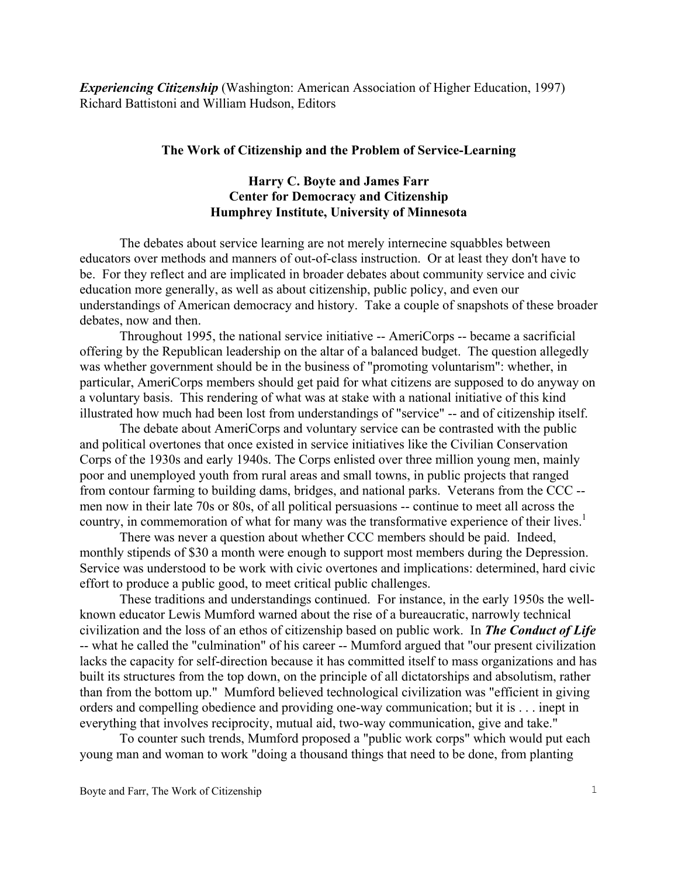***Experiencing Citizenship*** (Washington: American Association of Higher Education, 1997)
Richard Battistoni and William Hudson, Editors

# The Work of Citizenship and the Problem of Service-Learning

**Harry C. Boyte and James Farr**
**Center for Democracy and Citizenship**
**Humphrey Institute, University of Minnesota**

The debates about service learning are not merely internecine squabbles between educators over methods and manners of out-of-class instruction. Or at least they don't have to be. For they reflect and are implicated in broader debates about community service and civic education more generally, as well as about citizenship, public policy, and even our understandings of American democracy and history. Take a couple of snapshots of these broader debates, now and then.

Throughout 1995, the national service initiative -- AmeriCorps -- became a sacrificial offering by the Republican leadership on the altar of a balanced budget. The question allegedly was whether government should be in the business of "promoting voluntarism": whether, in particular, AmeriCorps members should get paid for what citizens are supposed to do anyway on a voluntary basis. This rendering of what was at stake with a national initiative of this kind illustrated how much had been lost from understandings of "service" -- and of citizenship itself.

The debate about AmeriCorps and voluntary service can be contrasted with the public and political overtones that once existed in service initiatives like the Civilian Conservation Corps of the 1930s and early 1940s. The Corps enlisted over three million young men, mainly poor and unemployed youth from rural areas and small towns, in public projects that ranged from contour farming to building dams, bridges, and national parks. Veterans from the CCC -- men now in their late 70s or 80s, of all political persuasions -- continue to meet all across the country, in commemoration of what for many was the transformative experience of their lives.[1]

There was never a question about whether CCC members should be paid. Indeed, monthly stipends of $30 a month were enough to support most members during the Depression. Service was understood to be work with civic overtones and implications: determined, hard civic effort to produce a public good, to meet critical public challenges.

These traditions and understandings continued. For instance, in the early 1950s the well-known educator Lewis Mumford warned about the rise of a bureaucratic, narrowly technical civilization and the loss of an ethos of citizenship based on public work. In ***The Conduct of Life*** -- what he called the "culmination" of his career -- Mumford argued that "our present civilization lacks the capacity for self-direction because it has committed itself to mass organizations and has built its structures from the top down, on the principle of all dictatorships and absolutism, rather than from the bottom up." Mumford believed technological civilization was "efficient in giving orders and compelling obedience and providing one-way communication; but it is . . . inept in everything that involves reciprocity, mutual aid, two-way communication, give and take."

To counter such trends, Mumford proposed a "public work corps" which would put each young man and woman to work "doing a thousand things that need to be done, from planting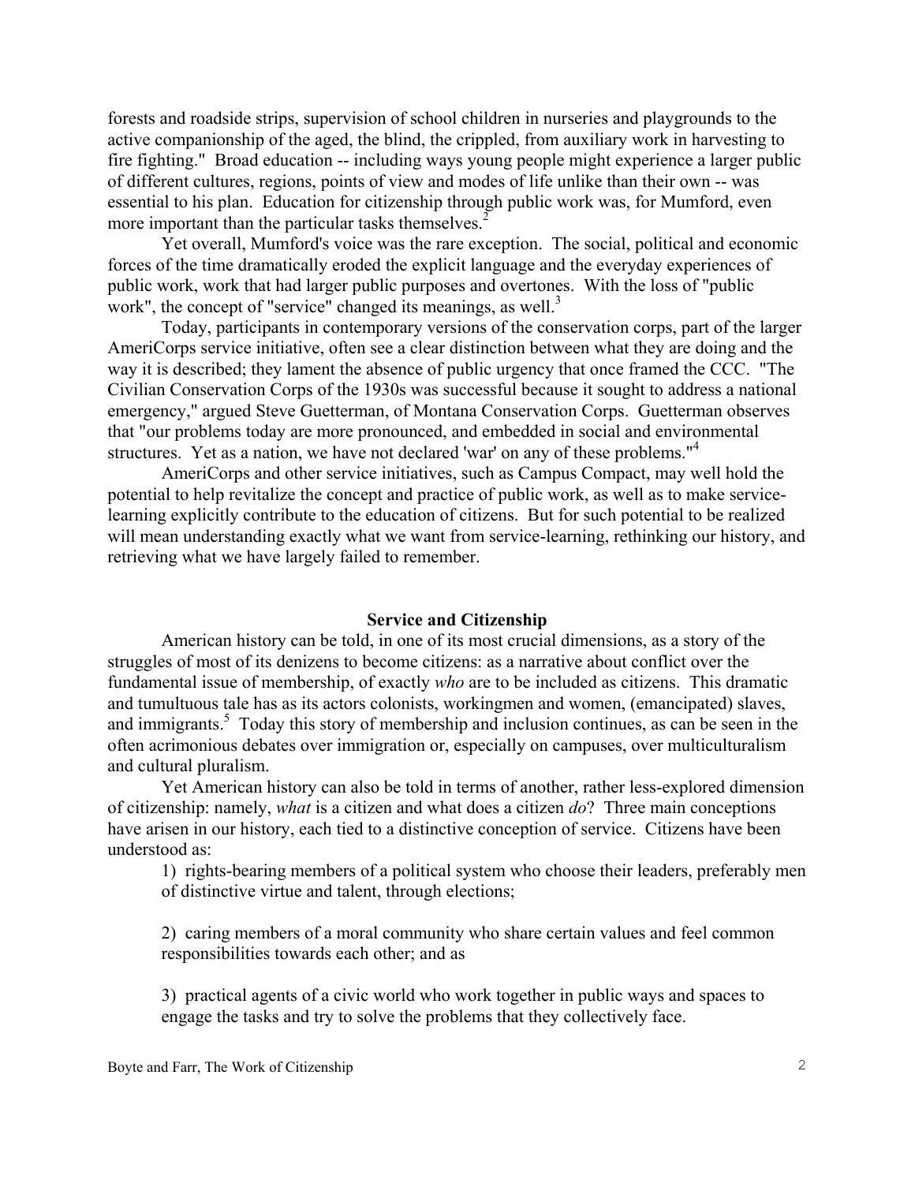forests and roadside strips, supervision of school children in nurseries and playgrounds to the active companionship of the aged, the blind, the crippled, from auxiliary work in harvesting to fire fighting." Broad education -- including ways young people might experience a larger public of different cultures, regions, points of view and modes of life unlike than their own -- was essential to his plan. Education for citizenship through public work was, for Mumford, even more important than the particular tasks themselves.[2]

Yet overall, Mumford's voice was the rare exception. The social, political and economic forces of the time dramatically eroded the explicit language and the everyday experiences of public work, work that had larger public purposes and overtones. With the loss of "public work", the concept of "service" changed its meanings, as well.[3]

Today, participants in contemporary versions of the conservation corps, part of the larger AmeriCorps service initiative, often see a clear distinction between what they are doing and the way it is described; they lament the absence of public urgency that once framed the CCC. "The Civilian Conservation Corps of the 1930s was successful because it sought to address a national emergency," argued Steve Guetterman, of Montana Conservation Corps. Guetterman observes that "our problems today are more pronounced, and embedded in social and environmental structures. Yet as a nation, we have not declared 'war' on any of these problems."[4]

AmeriCorps and other service initiatives, such as Campus Compact, may well hold the potential to help revitalize the concept and practice of public work, as well as to make service-learning explicitly contribute to the education of citizens. But for such potential to be realized will mean understanding exactly what we want from service-learning, rethinking our history, and retrieving what we have largely failed to remember.

## Service and Citizenship

American history can be told, in one of its most crucial dimensions, as a story of the struggles of most of its denizens to become citizens: as a narrative about conflict over the fundamental issue of membership, of exactly *who* are to be included as citizens. This dramatic and tumultuous tale has as its actors colonists, workingmen and women, (emancipated) slaves, and immigrants.[5] Today this story of membership and inclusion continues, as can be seen in the often acrimonious debates over immigration or, especially on campuses, over multiculturalism and cultural pluralism.

Yet American history can also be told in terms of another, rather less-explored dimension of citizenship: namely, *what* is a citizen and what does a citizen *do*? Three main conceptions have arisen in our history, each tied to a distinctive conception of service. Citizens have been understood as:

1) rights-bearing members of a political system who choose their leaders, preferably men of distinctive virtue and talent, through elections;

2) caring members of a moral community who share certain values and feel common responsibilities towards each other; and as

3) practical agents of a civic world who work together in public ways and spaces to engage the tasks and try to solve the problems that they collectively face.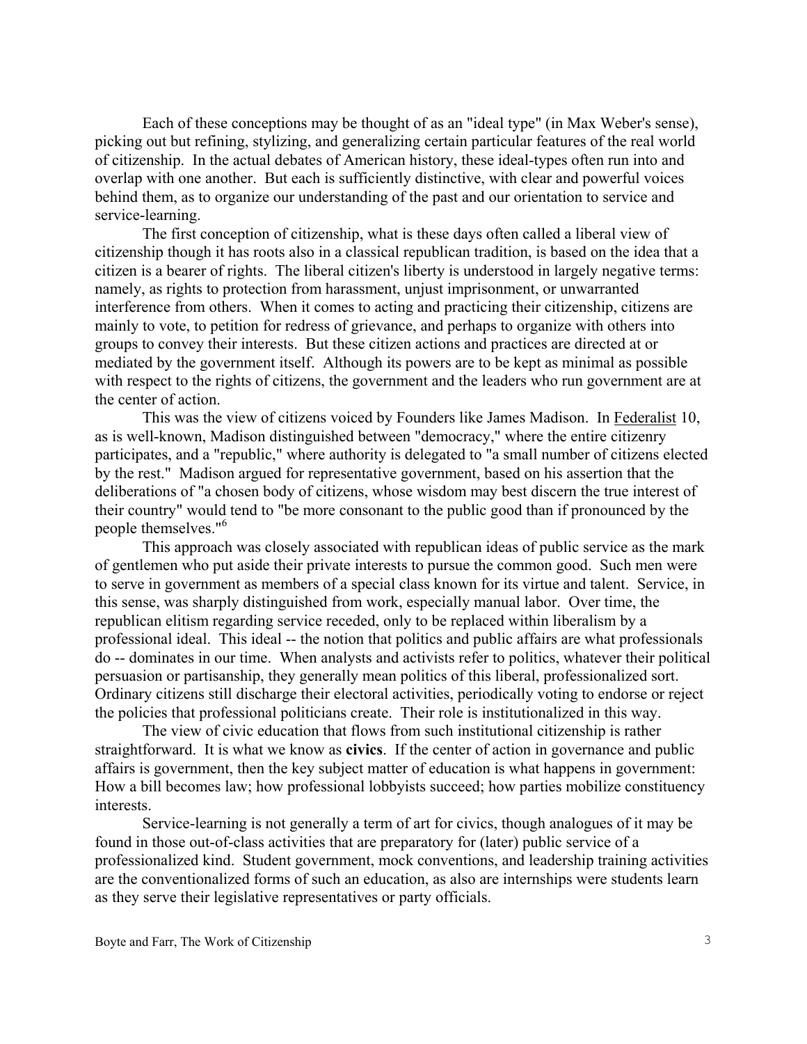Each of these conceptions may be thought of as an "ideal type" (in Max Weber's sense), picking out but refining, stylizing, and generalizing certain particular features of the real world of citizenship. In the actual debates of American history, these ideal-types often run into and overlap with one another. But each is sufficiently distinctive, with clear and powerful voices behind them, as to organize our understanding of the past and our orientation to service and service-learning.

The first conception of citizenship, what is these days often called a liberal view of citizenship though it has roots also in a classical republican tradition, is based on the idea that a citizen is a bearer of rights. The liberal citizen's liberty is understood in largely negative terms: namely, as rights to protection from harassment, unjust imprisonment, or unwarranted interference from others. When it comes to acting and practicing their citizenship, citizens are mainly to vote, to petition for redress of grievance, and perhaps to organize with others into groups to convey their interests. But these citizen actions and practices are directed at or mediated by the government itself. Although its powers are to be kept as minimal as possible with respect to the rights of citizens, the government and the leaders who run government are at the center of action.

This was the view of citizens voiced by Founders like James Madison. In Federalist 10, as is well-known, Madison distinguished between "democracy," where the entire citizenry participates, and a "republic," where authority is delegated to "a small number of citizens elected by the rest." Madison argued for representative government, based on his assertion that the deliberations of "a chosen body of citizens, whose wisdom may best discern the true interest of their country" would tend to "be more consonant to the public good than if pronounced by the people themselves."[6]

This approach was closely associated with republican ideas of public service as the mark of gentlemen who put aside their private interests to pursue the common good. Such men were to serve in government as members of a special class known for its virtue and talent. Service, in this sense, was sharply distinguished from work, especially manual labor. Over time, the republican elitism regarding service receded, only to be replaced within liberalism by a professional ideal. This ideal -- the notion that politics and public affairs are what professionals do -- dominates in our time. When analysts and activists refer to politics, whatever their political persuasion or partisanship, they generally mean politics of this liberal, professionalized sort. Ordinary citizens still discharge their electoral activities, periodically voting to endorse or reject the policies that professional politicians create. Their role is institutionalized in this way.

The view of civic education that flows from such institutional citizenship is rather straightforward. It is what we know as **civics**. If the center of action in governance and public affairs is government, then the key subject matter of education is what happens in government: How a bill becomes law; how professional lobbyists succeed; how parties mobilize constituency interests.

Service-learning is not generally a term of art for civics, though analogues of it may be found in those out-of-class activities that are preparatory for (later) public service of a professionalized kind. Student government, mock conventions, and leadership training activities are the conventionalized forms of such an education, as also are internships were students learn as they serve their legislative representatives or party officials.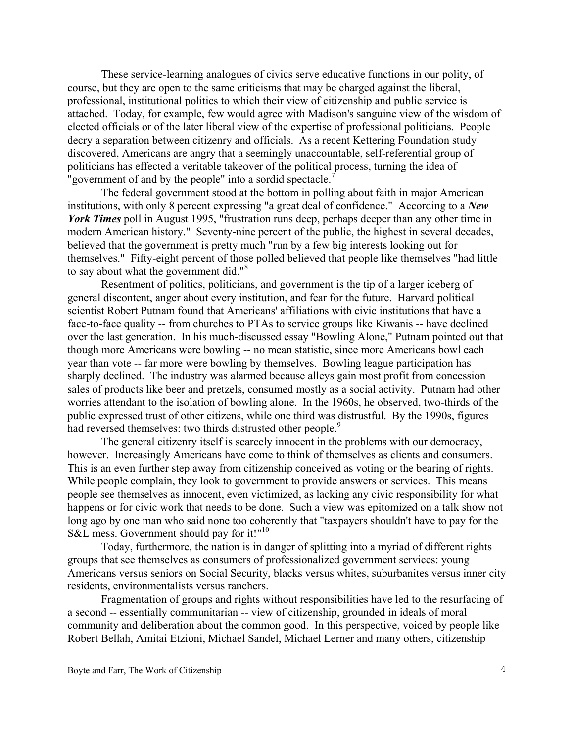These service-learning analogues of civics serve educative functions in our polity, of course, but they are open to the same criticisms that may be charged against the liberal, professional, institutional politics to which their view of citizenship and public service is attached. Today, for example, few would agree with Madison's sanguine view of the wisdom of elected officials or of the later liberal view of the expertise of professional politicians. People decry a separation between citizenry and officials. As a recent Kettering Foundation study discovered, Americans are angry that a seemingly unaccountable, self-referential group of politicians has effected a veritable takeover of the political process, turning the idea of "government of and by the people" into a sordid spectacle.[7]

The federal government stood at the bottom in polling about faith in major American institutions, with only 8 percent expressing "a great deal of confidence." According to a ***New York Times*** poll in August 1995, "frustration runs deep, perhaps deeper than any other time in modern American history." Seventy-nine percent of the public, the highest in several decades, believed that the government is pretty much "run by a few big interests looking out for themselves." Fifty-eight percent of those polled believed that people like themselves "had little to say about what the government did."[8]

Resentment of politics, politicians, and government is the tip of a larger iceberg of general discontent, anger about every institution, and fear for the future. Harvard political scientist Robert Putnam found that Americans' affiliations with civic institutions that have a face-to-face quality -- from churches to PTAs to service groups like Kiwanis -- have declined over the last generation. In his much-discussed essay "Bowling Alone," Putnam pointed out that though more Americans were bowling -- no mean statistic, since more Americans bowl each year than vote -- far more were bowling by themselves. Bowling league participation has sharply declined. The industry was alarmed because alleys gain most profit from concession sales of products like beer and pretzels, consumed mostly as a social activity. Putnam had other worries attendant to the isolation of bowling alone. In the 1960s, he observed, two-thirds of the public expressed trust of other citizens, while one third was distrustful. By the 1990s, figures had reversed themselves: two thirds distrusted other people.[9]

The general citizenry itself is scarcely innocent in the problems with our democracy, however. Increasingly Americans have come to think of themselves as clients and consumers. This is an even further step away from citizenship conceived as voting or the bearing of rights. While people complain, they look to government to provide answers or services. This means people see themselves as innocent, even victimized, as lacking any civic responsibility for what happens or for civic work that needs to be done. Such a view was epitomized on a talk show not long ago by one man who said none too coherently that "taxpayers shouldn't have to pay for the S&L mess. Government should pay for it!"[10]

Today, furthermore, the nation is in danger of splitting into a myriad of different rights groups that see themselves as consumers of professionalized government services: young Americans versus seniors on Social Security, blacks versus whites, suburbanites versus inner city residents, environmentalists versus ranchers.

Fragmentation of groups and rights without responsibilities have led to the resurfacing of a second -- essentially communitarian -- view of citizenship, grounded in ideals of moral community and deliberation about the common good. In this perspective, voiced by people like Robert Bellah, Amitai Etzioni, Michael Sandel, Michael Lerner and many others, citizenship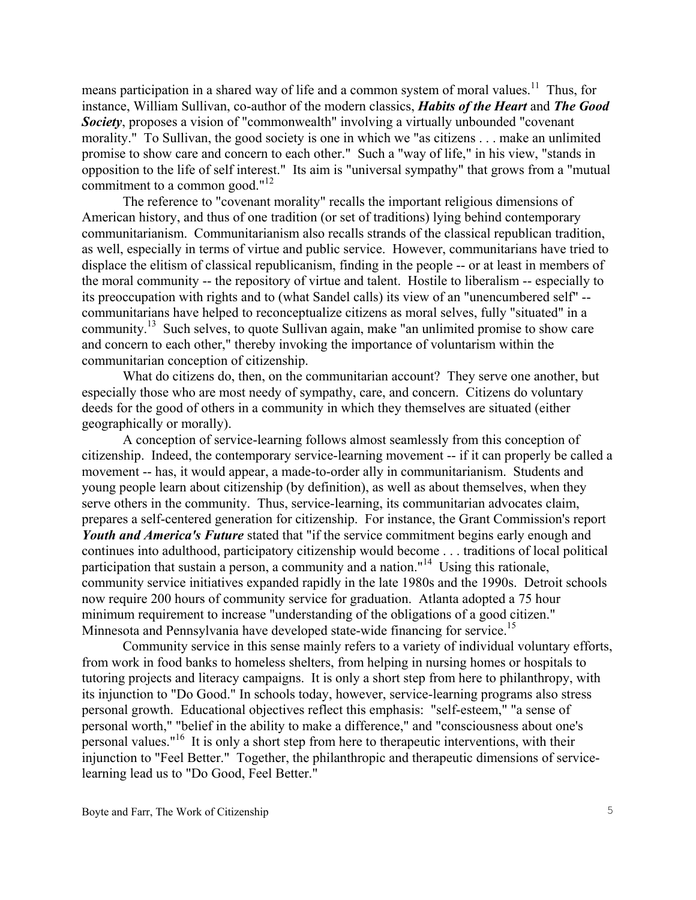means participation in a shared way of life and a common system of moral values.[11] Thus, for instance, William Sullivan, co-author of the modern classics, ***Habits of the Heart*** and ***The Good Society***, proposes a vision of "commonwealth" involving a virtually unbounded "covenant morality." To Sullivan, the good society is one in which we "as citizens . . . make an unlimited promise to show care and concern to each other." Such a "way of life," in his view, "stands in opposition to the life of self interest." Its aim is "universal sympathy" that grows from a "mutual commitment to a common good."[12]

The reference to "covenant morality" recalls the important religious dimensions of American history, and thus of one tradition (or set of traditions) lying behind contemporary communitarianism. Communitarianism also recalls strands of the classical republican tradition, as well, especially in terms of virtue and public service. However, communitarians have tried to displace the elitism of classical republicanism, finding in the people -- or at least in members of the moral community -- the repository of virtue and talent. Hostile to liberalism -- especially to its preoccupation with rights and to (what Sandel calls) its view of an "unencumbered self" -- communitarians have helped to reconceptualize citizens as moral selves, fully "situated" in a community.[13] Such selves, to quote Sullivan again, make "an unlimited promise to show care and concern to each other," thereby invoking the importance of voluntarism within the communitarian conception of citizenship.

What do citizens do, then, on the communitarian account? They serve one another, but especially those who are most needy of sympathy, care, and concern. Citizens do voluntary deeds for the good of others in a community in which they themselves are situated (either geographically or morally).

A conception of service-learning follows almost seamlessly from this conception of citizenship. Indeed, the contemporary service-learning movement -- if it can properly be called a movement -- has, it would appear, a made-to-order ally in communitarianism. Students and young people learn about citizenship (by definition), as well as about themselves, when they serve others in the community. Thus, service-learning, its communitarian advocates claim, prepares a self-centered generation for citizenship. For instance, the Grant Commission's report ***Youth and America's Future*** stated that "if the service commitment begins early enough and continues into adulthood, participatory citizenship would become . . . traditions of local political participation that sustain a person, a community and a nation."[14] Using this rationale, community service initiatives expanded rapidly in the late 1980s and the 1990s. Detroit schools now require 200 hours of community service for graduation. Atlanta adopted a 75 hour minimum requirement to increase "understanding of the obligations of a good citizen." Minnesota and Pennsylvania have developed state-wide financing for service.[15]

Community service in this sense mainly refers to a variety of individual voluntary efforts, from work in food banks to homeless shelters, from helping in nursing homes or hospitals to tutoring projects and literacy campaigns. It is only a short step from here to philanthropy, with its injunction to "Do Good." In schools today, however, service-learning programs also stress personal growth. Educational objectives reflect this emphasis: "self-esteem," "a sense of personal worth," "belief in the ability to make a difference," and "consciousness about one's personal values."[16] It is only a short step from here to therapeutic interventions, with their injunction to "Feel Better." Together, the philanthropic and therapeutic dimensions of service-learning lead us to "Do Good, Feel Better."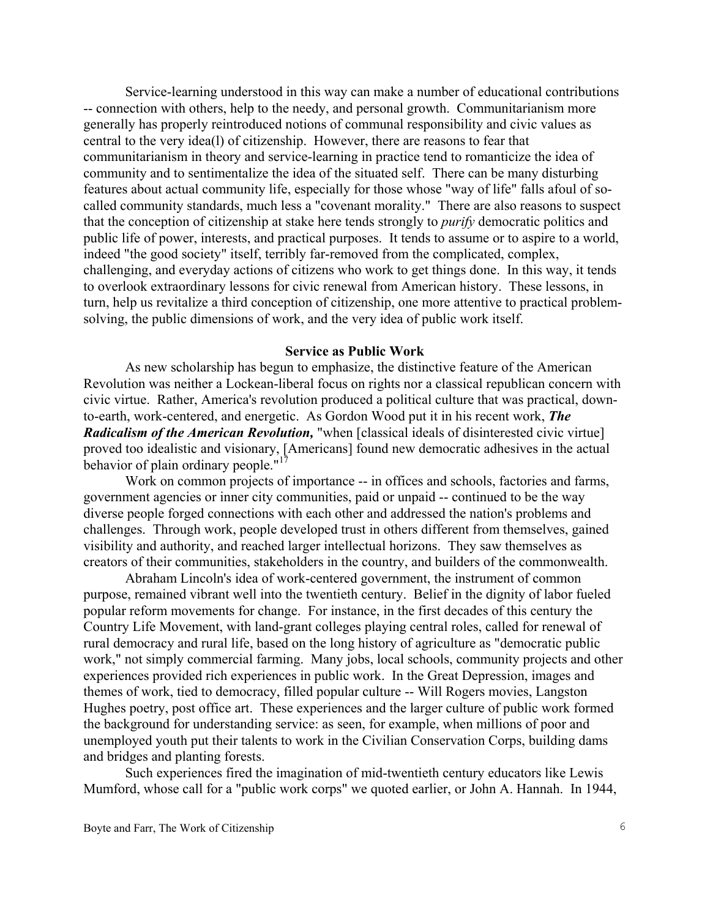Service-learning understood in this way can make a number of educational contributions -- connection with others, help to the needy, and personal growth. Communitarianism more generally has properly reintroduced notions of communal responsibility and civic values as central to the very idea(l) of citizenship. However, there are reasons to fear that communitarianism in theory and service-learning in practice tend to romanticize the idea of community and to sentimentalize the idea of the situated self. There can be many disturbing features about actual community life, especially for those whose "way of life" falls afoul of so-called community standards, much less a "covenant morality." There are also reasons to suspect that the conception of citizenship at stake here tends strongly to *purify* democratic politics and public life of power, interests, and practical purposes. It tends to assume or to aspire to a world, indeed "the good society" itself, terribly far-removed from the complicated, complex, challenging, and everyday actions of citizens who work to get things done. In this way, it tends to overlook extraordinary lessons for civic renewal from American history. These lessons, in turn, help us revitalize a third conception of citizenship, one more attentive to practical problem-solving, the public dimensions of work, and the very idea of public work itself.

## Service as Public Work

As new scholarship has begun to emphasize, the distinctive feature of the American Revolution was neither a Lockean-liberal focus on rights nor a classical republican concern with civic virtue. Rather, America's revolution produced a political culture that was practical, down-to-earth, work-centered, and energetic. As Gordon Wood put it in his recent work, ***The Radicalism of the American Revolution,*** "when [classical ideals of disinterested civic virtue] proved too idealistic and visionary, [Americans] found new democratic adhesives in the actual behavior of plain ordinary people."[17]

Work on common projects of importance -- in offices and schools, factories and farms, government agencies or inner city communities, paid or unpaid -- continued to be the way diverse people forged connections with each other and addressed the nation's problems and challenges. Through work, people developed trust in others different from themselves, gained visibility and authority, and reached larger intellectual horizons. They saw themselves as creators of their communities, stakeholders in the country, and builders of the commonwealth.

Abraham Lincoln's idea of work-centered government, the instrument of common purpose, remained vibrant well into the twentieth century. Belief in the dignity of labor fueled popular reform movements for change. For instance, in the first decades of this century the Country Life Movement, with land-grant colleges playing central roles, called for renewal of rural democracy and rural life, based on the long history of agriculture as "democratic public work," not simply commercial farming. Many jobs, local schools, community projects and other experiences provided rich experiences in public work. In the Great Depression, images and themes of work, tied to democracy, filled popular culture -- Will Rogers movies, Langston Hughes poetry, post office art. These experiences and the larger culture of public work formed the background for understanding service: as seen, for example, when millions of poor and unemployed youth put their talents to work in the Civilian Conservation Corps, building dams and bridges and planting forests.

Such experiences fired the imagination of mid-twentieth century educators like Lewis Mumford, whose call for a "public work corps" we quoted earlier, or John A. Hannah. In 1944,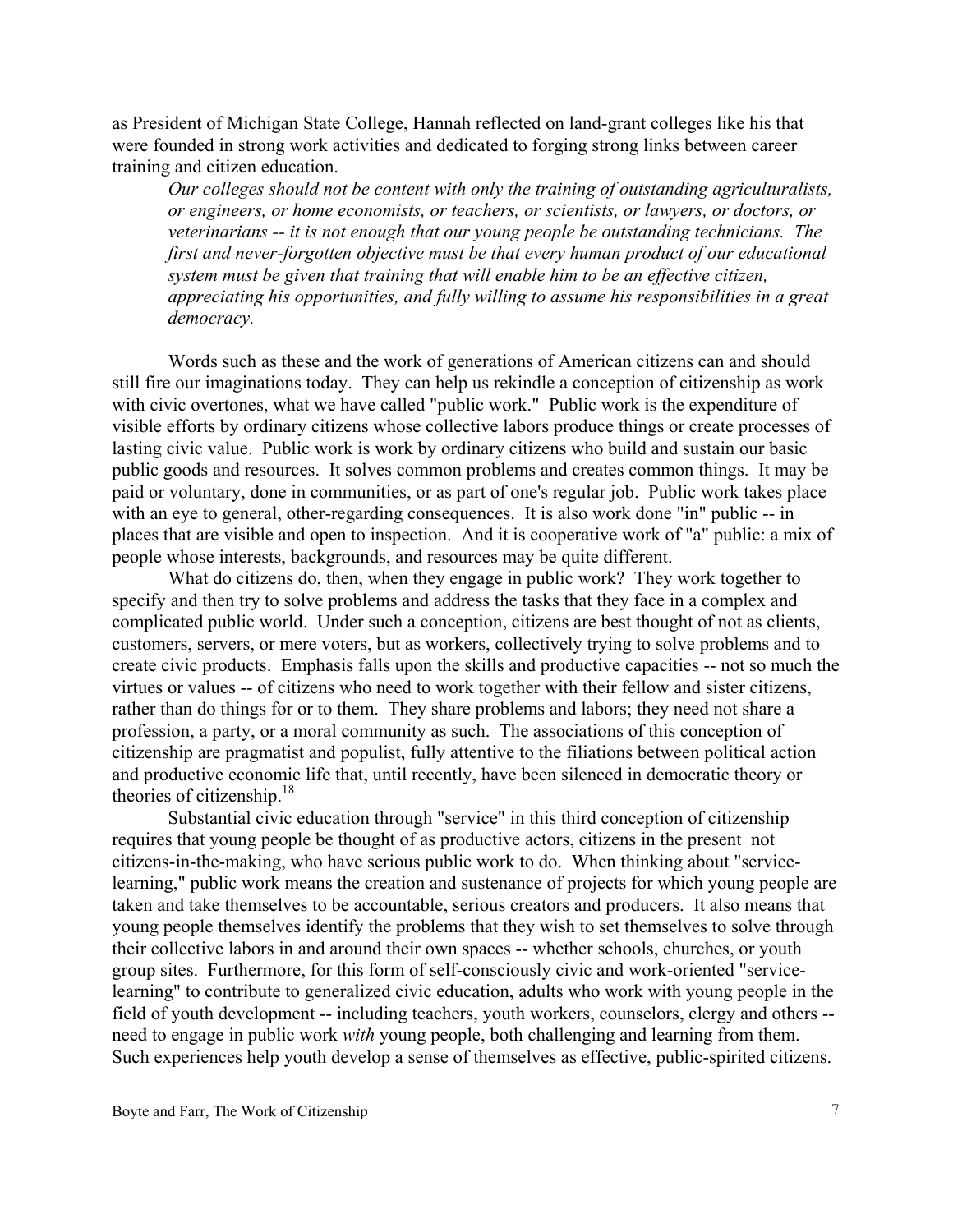as President of Michigan State College, Hannah reflected on land-grant colleges like his that were founded in strong work activities and dedicated to forging strong links between career training and citizen education.

> *Our colleges should not be content with only the training of outstanding agriculturalists, or engineers, or home economists, or teachers, or scientists, or lawyers, or doctors, or veterinarians -- it is not enough that our young people be outstanding technicians. The first and never-forgotten objective must be that every human product of our educational system must be given that training that will enable him to be an effective citizen, appreciating his opportunities, and fully willing to assume his responsibilities in a great democracy.*

Words such as these and the work of generations of American citizens can and should still fire our imaginations today. They can help us rekindle a conception of citizenship as work with civic overtones, what we have called "public work." Public work is the expenditure of visible efforts by ordinary citizens whose collective labors produce things or create processes of lasting civic value. Public work is work by ordinary citizens who build and sustain our basic public goods and resources. It solves common problems and creates common things. It may be paid or voluntary, done in communities, or as part of one's regular job. Public work takes place with an eye to general, other-regarding consequences. It is also work done "in" public -- in places that are visible and open to inspection. And it is cooperative work of "a" public: a mix of people whose interests, backgrounds, and resources may be quite different.

What do citizens do, then, when they engage in public work? They work together to specify and then try to solve problems and address the tasks that they face in a complex and complicated public world. Under such a conception, citizens are best thought of not as clients, customers, servers, or mere voters, but as workers, collectively trying to solve problems and to create civic products. Emphasis falls upon the skills and productive capacities -- not so much the virtues or values -- of citizens who need to work together with their fellow and sister citizens, rather than do things for or to them. They share problems and labors; they need not share a profession, a party, or a moral community as such. The associations of this conception of citizenship are pragmatist and populist, fully attentive to the filiations between political action and productive economic life that, until recently, have been silenced in democratic theory or theories of citizenship.[18]

Substantial civic education through "service" in this third conception of citizenship requires that young people be thought of as productive actors, citizens in the present not citizens-in-the-making, who have serious public work to do. When thinking about "service-learning," public work means the creation and sustenance of projects for which young people are taken and take themselves to be accountable, serious creators and producers. It also means that young people themselves identify the problems that they wish to set themselves to solve through their collective labors in and around their own spaces -- whether schools, churches, or youth group sites. Furthermore, for this form of self-consciously civic and work-oriented "service-learning" to contribute to generalized civic education, adults who work with young people in the field of youth development -- including teachers, youth workers, counselors, clergy and others -- need to engage in public work *with* young people, both challenging and learning from them. Such experiences help youth develop a sense of themselves as effective, public-spirited citizens.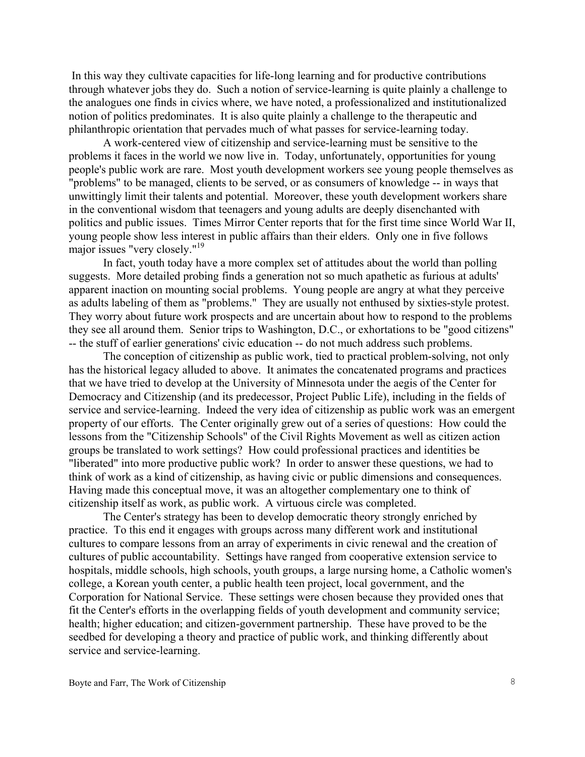In this way they cultivate capacities for life-long learning and for productive contributions through whatever jobs they do. Such a notion of service-learning is quite plainly a challenge to the analogues one finds in civics where, we have noted, a professionalized and institutionalized notion of politics predominates. It is also quite plainly a challenge to the therapeutic and philanthropic orientation that pervades much of what passes for service-learning today.

A work-centered view of citizenship and service-learning must be sensitive to the problems it faces in the world we now live in. Today, unfortunately, opportunities for young people's public work are rare. Most youth development workers see young people themselves as "problems" to be managed, clients to be served, or as consumers of knowledge -- in ways that unwittingly limit their talents and potential. Moreover, these youth development workers share in the conventional wisdom that teenagers and young adults are deeply disenchanted with politics and public issues. Times Mirror Center reports that for the first time since World War II, young people show less interest in public affairs than their elders. Only one in five follows major issues "very closely."[19]

In fact, youth today have a more complex set of attitudes about the world than polling suggests. More detailed probing finds a generation not so much apathetic as furious at adults' apparent inaction on mounting social problems. Young people are angry at what they perceive as adults labeling of them as "problems." They are usually not enthused by sixties-style protest. They worry about future work prospects and are uncertain about how to respond to the problems they see all around them. Senior trips to Washington, D.C., or exhortations to be "good citizens" -- the stuff of earlier generations' civic education -- do not much address such problems.

The conception of citizenship as public work, tied to practical problem-solving, not only has the historical legacy alluded to above. It animates the concatenated programs and practices that we have tried to develop at the University of Minnesota under the aegis of the Center for Democracy and Citizenship (and its predecessor, Project Public Life), including in the fields of service and service-learning. Indeed the very idea of citizenship as public work was an emergent property of our efforts. The Center originally grew out of a series of questions: How could the lessons from the "Citizenship Schools" of the Civil Rights Movement as well as citizen action groups be translated to work settings? How could professional practices and identities be "liberated" into more productive public work? In order to answer these questions, we had to think of work as a kind of citizenship, as having civic or public dimensions and consequences. Having made this conceptual move, it was an altogether complementary one to think of citizenship itself as work, as public work. A virtuous circle was completed.

The Center's strategy has been to develop democratic theory strongly enriched by practice. To this end it engages with groups across many different work and institutional cultures to compare lessons from an array of experiments in civic renewal and the creation of cultures of public accountability. Settings have ranged from cooperative extension service to hospitals, middle schools, high schools, youth groups, a large nursing home, a Catholic women's college, a Korean youth center, a public health teen project, local government, and the Corporation for National Service. These settings were chosen because they provided ones that fit the Center's efforts in the overlapping fields of youth development and community service; health; higher education; and citizen-government partnership. These have proved to be the seedbed for developing a theory and practice of public work, and thinking differently about service and service-learning.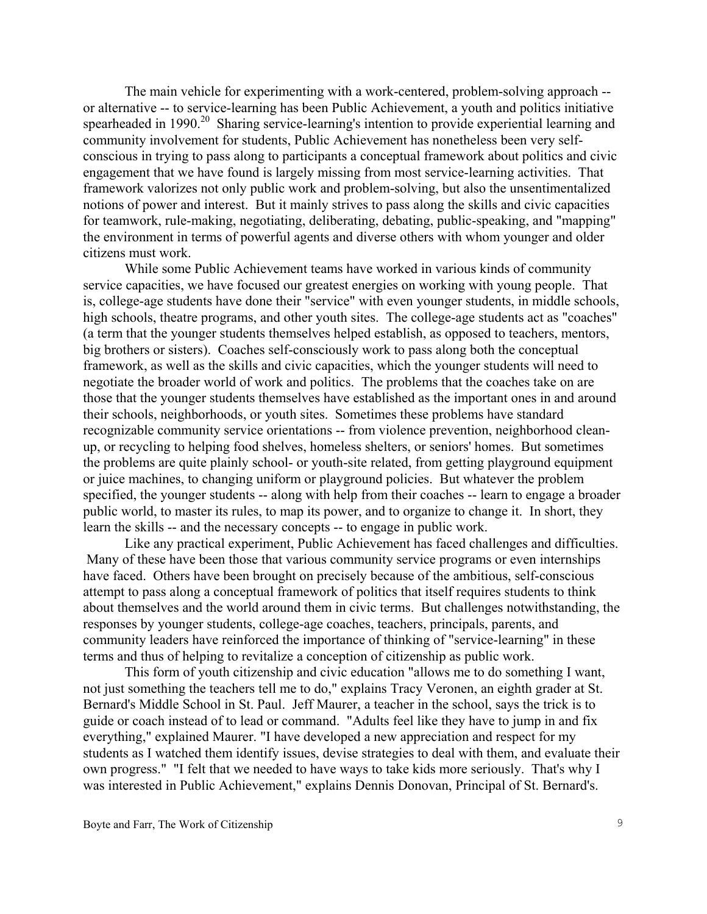The main vehicle for experimenting with a work-centered, problem-solving approach -- or alternative -- to service-learning has been Public Achievement, a youth and politics initiative spearheaded in 1990.[20] Sharing service-learning's intention to provide experiential learning and community involvement for students, Public Achievement has nonetheless been very self-conscious in trying to pass along to participants a conceptual framework about politics and civic engagement that we have found is largely missing from most service-learning activities. That framework valorizes not only public work and problem-solving, but also the unsentimentalized notions of power and interest. But it mainly strives to pass along the skills and civic capacities for teamwork, rule-making, negotiating, deliberating, debating, public-speaking, and "mapping" the environment in terms of powerful agents and diverse others with whom younger and older citizens must work.

While some Public Achievement teams have worked in various kinds of community service capacities, we have focused our greatest energies on working with young people. That is, college-age students have done their "service" with even younger students, in middle schools, high schools, theatre programs, and other youth sites. The college-age students act as "coaches" (a term that the younger students themselves helped establish, as opposed to teachers, mentors, big brothers or sisters). Coaches self-consciously work to pass along both the conceptual framework, as well as the skills and civic capacities, which the younger students will need to negotiate the broader world of work and politics. The problems that the coaches take on are those that the younger students themselves have established as the important ones in and around their schools, neighborhoods, or youth sites. Sometimes these problems have standard recognizable community service orientations -- from violence prevention, neighborhood clean-up, or recycling to helping food shelves, homeless shelters, or seniors' homes. But sometimes the problems are quite plainly school- or youth-site related, from getting playground equipment or juice machines, to changing uniform or playground policies. But whatever the problem specified, the younger students -- along with help from their coaches -- learn to engage a broader public world, to master its rules, to map its power, and to organize to change it. In short, they learn the skills -- and the necessary concepts -- to engage in public work.

Like any practical experiment, Public Achievement has faced challenges and difficulties. Many of these have been those that various community service programs or even internships have faced. Others have been brought on precisely because of the ambitious, self-conscious attempt to pass along a conceptual framework of politics that itself requires students to think about themselves and the world around them in civic terms. But challenges notwithstanding, the responses by younger students, college-age coaches, teachers, principals, parents, and community leaders have reinforced the importance of thinking of "service-learning" in these terms and thus of helping to revitalize a conception of citizenship as public work.

This form of youth citizenship and civic education "allows me to do something I want, not just something the teachers tell me to do," explains Tracy Veronen, an eighth grader at St. Bernard's Middle School in St. Paul. Jeff Maurer, a teacher in the school, says the trick is to guide or coach instead of to lead or command. "Adults feel like they have to jump in and fix everything," explained Maurer. "I have developed a new appreciation and respect for my students as I watched them identify issues, devise strategies to deal with them, and evaluate their own progress." "I felt that we needed to have ways to take kids more seriously. That's why I was interested in Public Achievement," explains Dennis Donovan, Principal of St. Bernard's.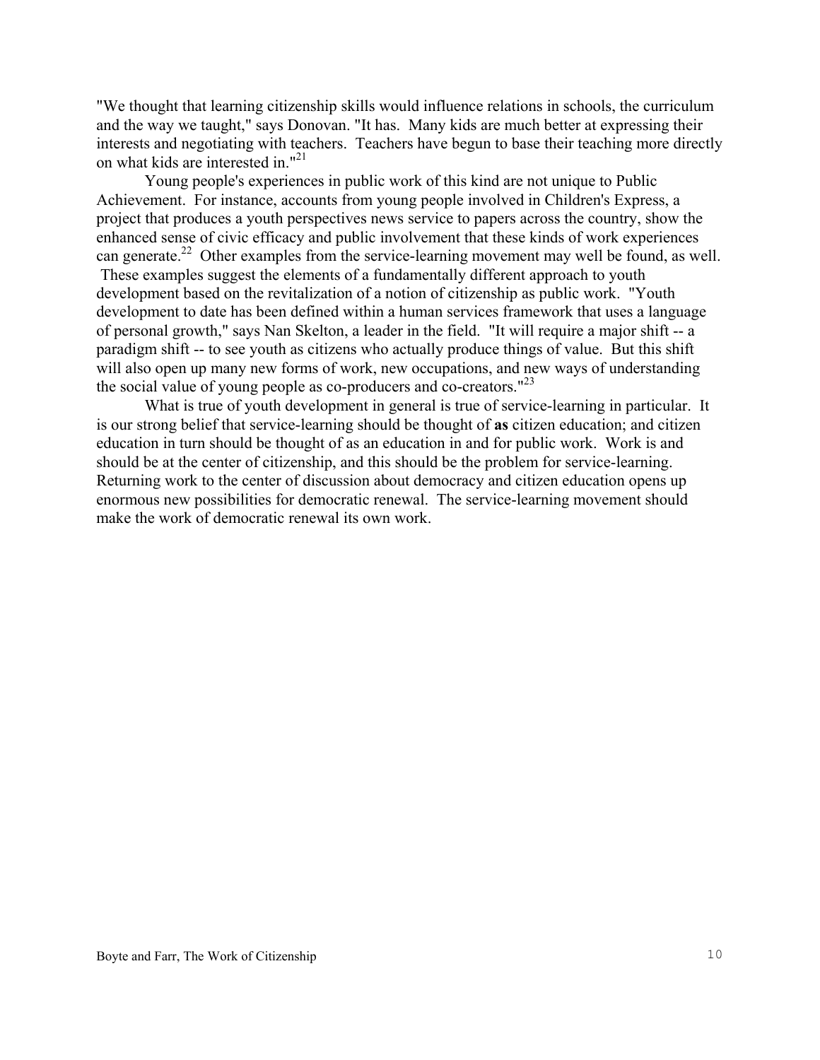"We thought that learning citizenship skills would influence relations in schools, the curriculum and the way we taught," says Donovan. "It has. Many kids are much better at expressing their interests and negotiating with teachers. Teachers have begun to base their teaching more directly on what kids are interested in."[21]

Young people's experiences in public work of this kind are not unique to Public Achievement. For instance, accounts from young people involved in Children's Express, a project that produces a youth perspectives news service to papers across the country, show the enhanced sense of civic efficacy and public involvement that these kinds of work experiences can generate.[22] Other examples from the service-learning movement may well be found, as well. These examples suggest the elements of a fundamentally different approach to youth development based on the revitalization of a notion of citizenship as public work. "Youth development to date has been defined within a human services framework that uses a language of personal growth," says Nan Skelton, a leader in the field. "It will require a major shift -- a paradigm shift -- to see youth as citizens who actually produce things of value. But this shift will also open up many new forms of work, new occupations, and new ways of understanding the social value of young people as co-producers and co-creators."[23]

What is true of youth development in general is true of service-learning in particular. It is our strong belief that service-learning should be thought of **as** citizen education; and citizen education in turn should be thought of as an education in and for public work. Work is and should be at the center of citizenship, and this should be the problem for service-learning. Returning work to the center of discussion about democracy and citizen education opens up enormous new possibilities for democratic renewal. The service-learning movement should make the work of democratic renewal its own work.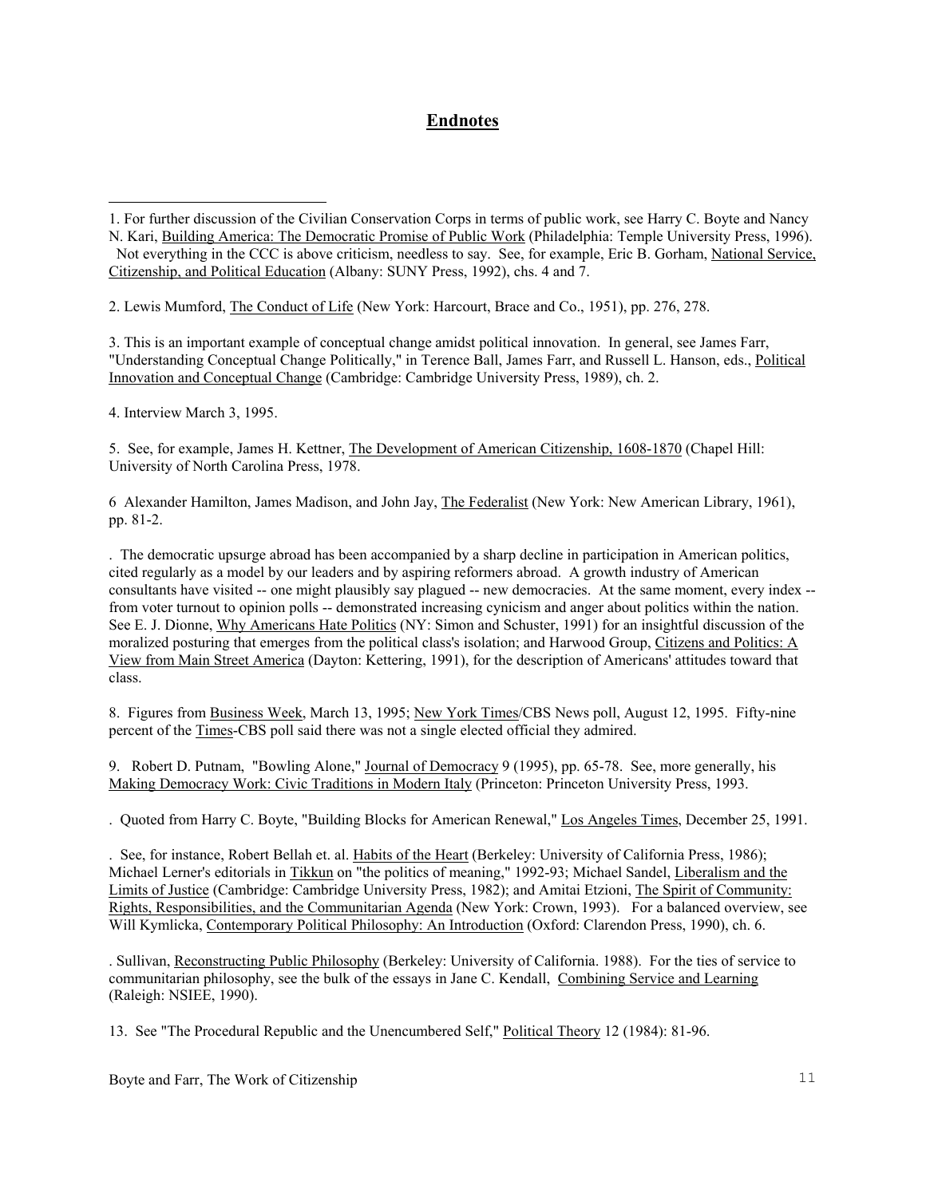## Endnotes

1. For further discussion of the Civilian Conservation Corps in terms of public work, see Harry C. Boyte and Nancy N. Kari, Building America: The Democratic Promise of Public Work (Philadelphia: Temple University Press, 1996). Not everything in the CCC is above criticism, needless to say. See, for example, Eric B. Gorham, National Service, Citizenship, and Political Education (Albany: SUNY Press, 1992), chs. 4 and 7.

2. Lewis Mumford, The Conduct of Life (New York: Harcourt, Brace and Co., 1951), pp. 276, 278.

3. This is an important example of conceptual change amidst political innovation. In general, see James Farr, "Understanding Conceptual Change Politically," in Terence Ball, James Farr, and Russell L. Hanson, eds., Political Innovation and Conceptual Change (Cambridge: Cambridge University Press, 1989), ch. 2.

4. Interview March 3, 1995.

5. See, for example, James H. Kettner, The Development of American Citizenship, 1608-1870 (Chapel Hill: University of North Carolina Press, 1978.

6 Alexander Hamilton, James Madison, and John Jay, The Federalist (New York: New American Library, 1961), pp. 81-2.

. The democratic upsurge abroad has been accompanied by a sharp decline in participation in American politics, cited regularly as a model by our leaders and by aspiring reformers abroad. A growth industry of American consultants have visited -- one might plausibly say plagued -- new democracies. At the same moment, every index -- from voter turnout to opinion polls -- demonstrated increasing cynicism and anger about politics within the nation. See E. J. Dionne, Why Americans Hate Politics (NY: Simon and Schuster, 1991) for an insightful discussion of the moralized posturing that emerges from the political class's isolation; and Harwood Group, Citizens and Politics: A View from Main Street America (Dayton: Kettering, 1991), for the description of Americans' attitudes toward that class.

8. Figures from Business Week, March 13, 1995; New York Times/CBS News poll, August 12, 1995. Fifty-nine percent of the Times-CBS poll said there was not a single elected official they admired.

9. Robert D. Putnam, "Bowling Alone," Journal of Democracy 9 (1995), pp. 65-78. See, more generally, his Making Democracy Work: Civic Traditions in Modern Italy (Princeton: Princeton University Press, 1993.

. Quoted from Harry C. Boyte, "Building Blocks for American Renewal," Los Angeles Times, December 25, 1991.

. See, for instance, Robert Bellah et. al. Habits of the Heart (Berkeley: University of California Press, 1986); Michael Lerner's editorials in Tikkun on "the politics of meaning," 1992-93; Michael Sandel, Liberalism and the Limits of Justice (Cambridge: Cambridge University Press, 1982); and Amitai Etzioni, The Spirit of Community: Rights, Responsibilities, and the Communitarian Agenda (New York: Crown, 1993). For a balanced overview, see Will Kymlicka, Contemporary Political Philosophy: An Introduction (Oxford: Clarendon Press, 1990), ch. 6.

. Sullivan, Reconstructing Public Philosophy (Berkeley: University of California. 1988). For the ties of service to communitarian philosophy, see the bulk of the essays in Jane C. Kendall, Combining Service and Learning (Raleigh: NSIEE, 1990).

13. See "The Procedural Republic and the Unencumbered Self," Political Theory 12 (1984): 81-96.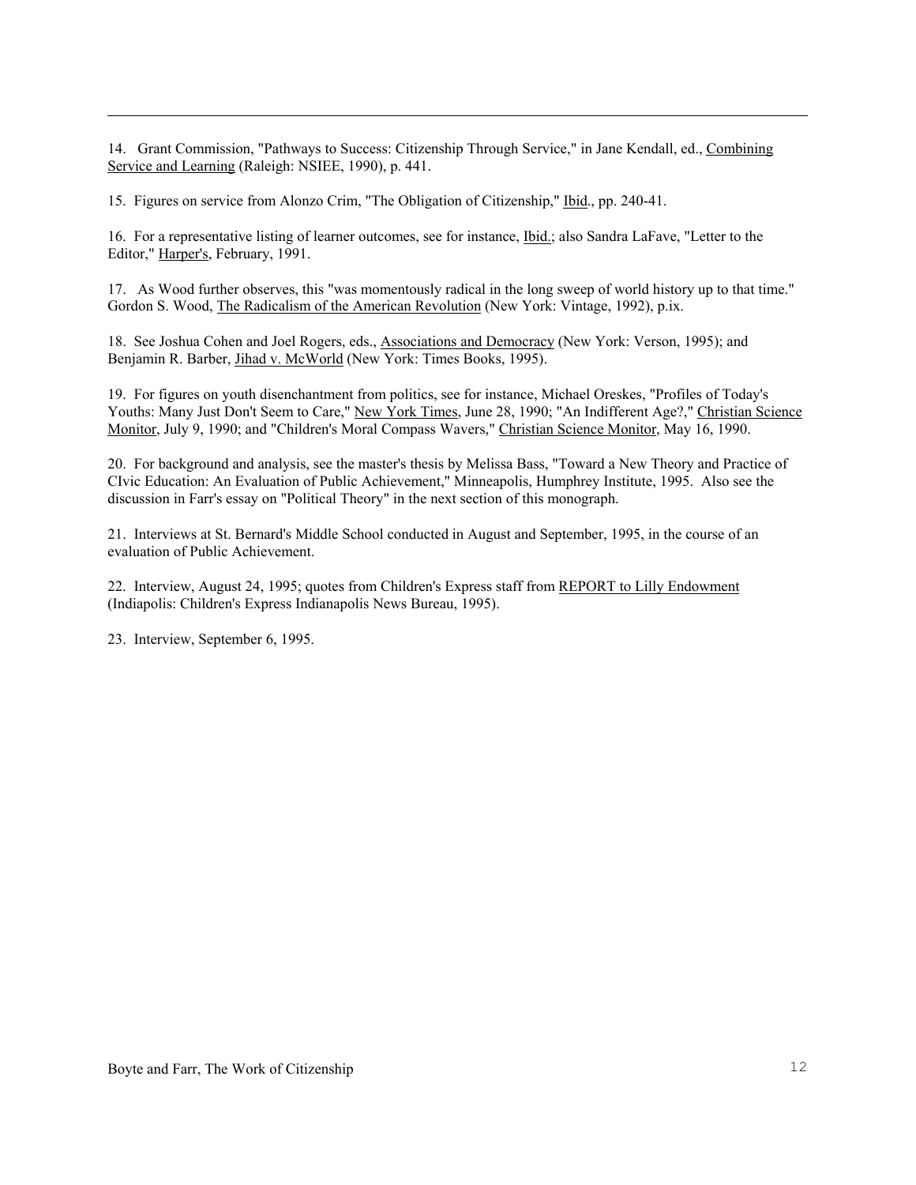14. Grant Commission, "Pathways to Success: Citizenship Through Service," in Jane Kendall, ed., Combining Service and Learning (Raleigh: NSIEE, 1990), p. 441.

15. Figures on service from Alonzo Crim, "The Obligation of Citizenship," Ibid., pp. 240-41.

16. For a representative listing of learner outcomes, see for instance, Ibid.; also Sandra LaFave, "Letter to the Editor," Harper's, February, 1991.

17. As Wood further observes, this "was momentously radical in the long sweep of world history up to that time." Gordon S. Wood, The Radicalism of the American Revolution (New York: Vintage, 1992), p.ix.

18. See Joshua Cohen and Joel Rogers, eds., Associations and Democracy (New York: Verson, 1995); and Benjamin R. Barber, Jihad v. McWorld (New York: Times Books, 1995).

19. For figures on youth disenchantment from politics, see for instance, Michael Oreskes, "Profiles of Today's Youths: Many Just Don't Seem to Care," New York Times, June 28, 1990; "An Indifferent Age?," Christian Science Monitor, July 9, 1990; and "Children's Moral Compass Wavers," Christian Science Monitor, May 16, 1990.

20. For background and analysis, see the master's thesis by Melissa Bass, "Toward a New Theory and Practice of CIvic Education: An Evaluation of Public Achievement," Minneapolis, Humphrey Institute, 1995. Also see the discussion in Farr's essay on "Political Theory" in the next section of this monograph.

21. Interviews at St. Bernard's Middle School conducted in August and September, 1995, in the course of an evaluation of Public Achievement.

22. Interview, August 24, 1995; quotes from Children's Express staff from REPORT to Lilly Endowment (Indiapolis: Children's Express Indianapolis News Bureau, 1995).

23. Interview, September 6, 1995.